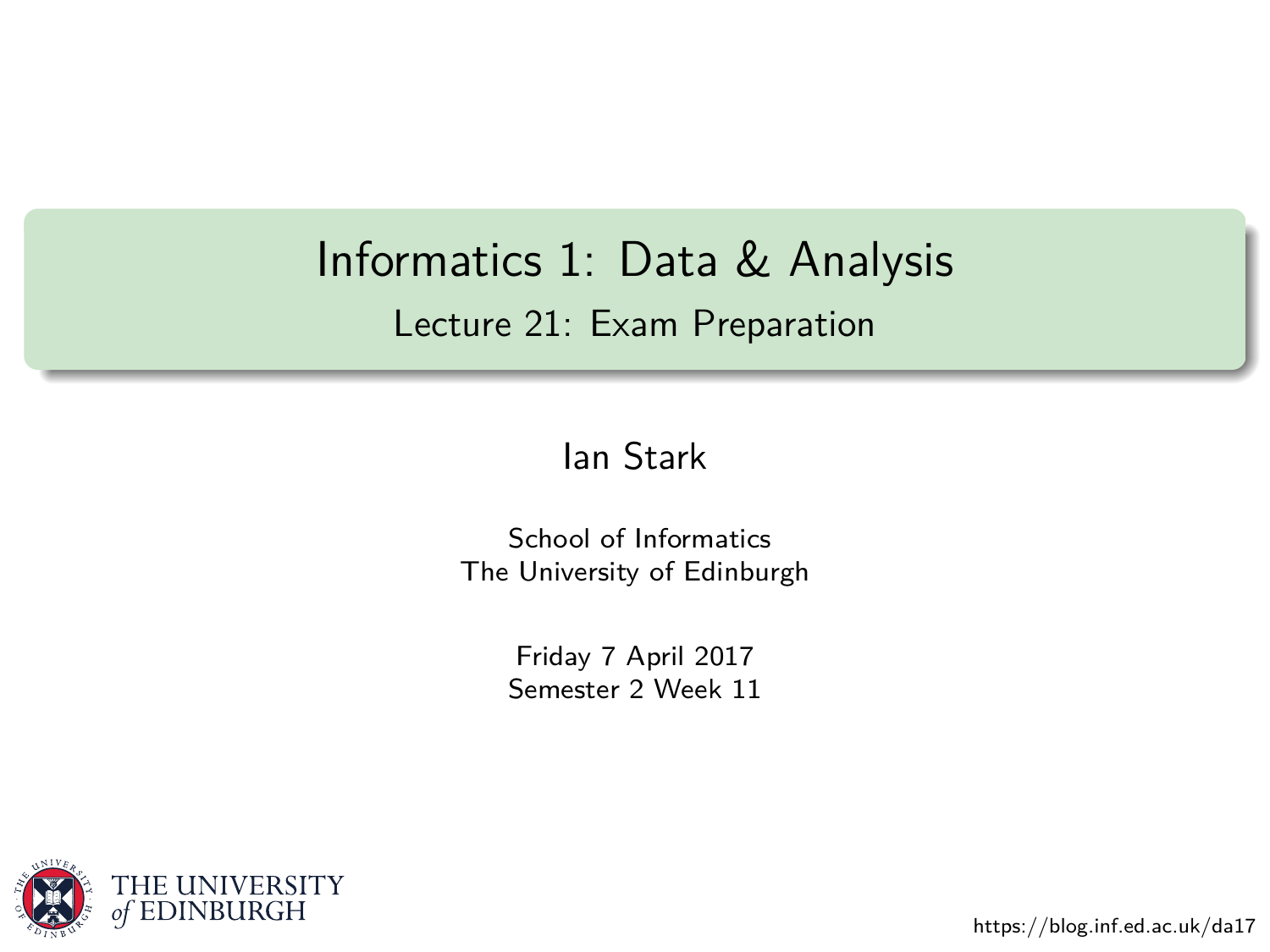# Informatics 1: Data & Analysis

## Lecture 21: Exam Preparation

Ian Stark

School of Informatics
The University of Edinburgh

Friday 7 April 2017
Semester 2 Week 11

THE UNIVERSITY *of* EDINBURGH

https://blog.inf.ed.ac.uk/da17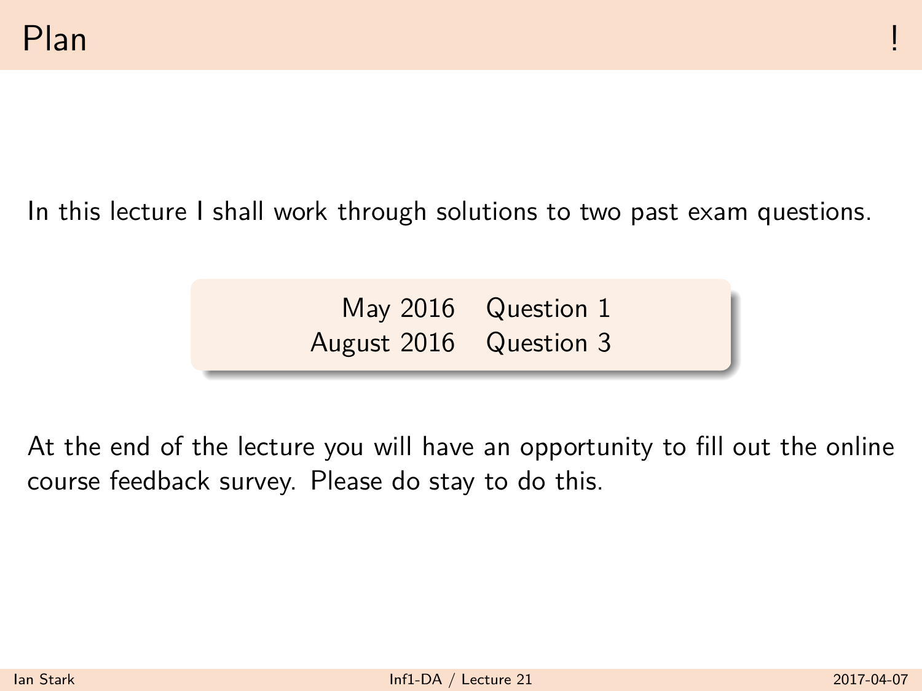# Plan

In this lecture I shall work through solutions to two past exam questions.

| | |
|---|---|
| May 2016 | Question 1 |
| August 2016 | Question 3 |

At the end of the lecture you will have an opportunity to fill out the online course feedback survey. Please do stay to do this.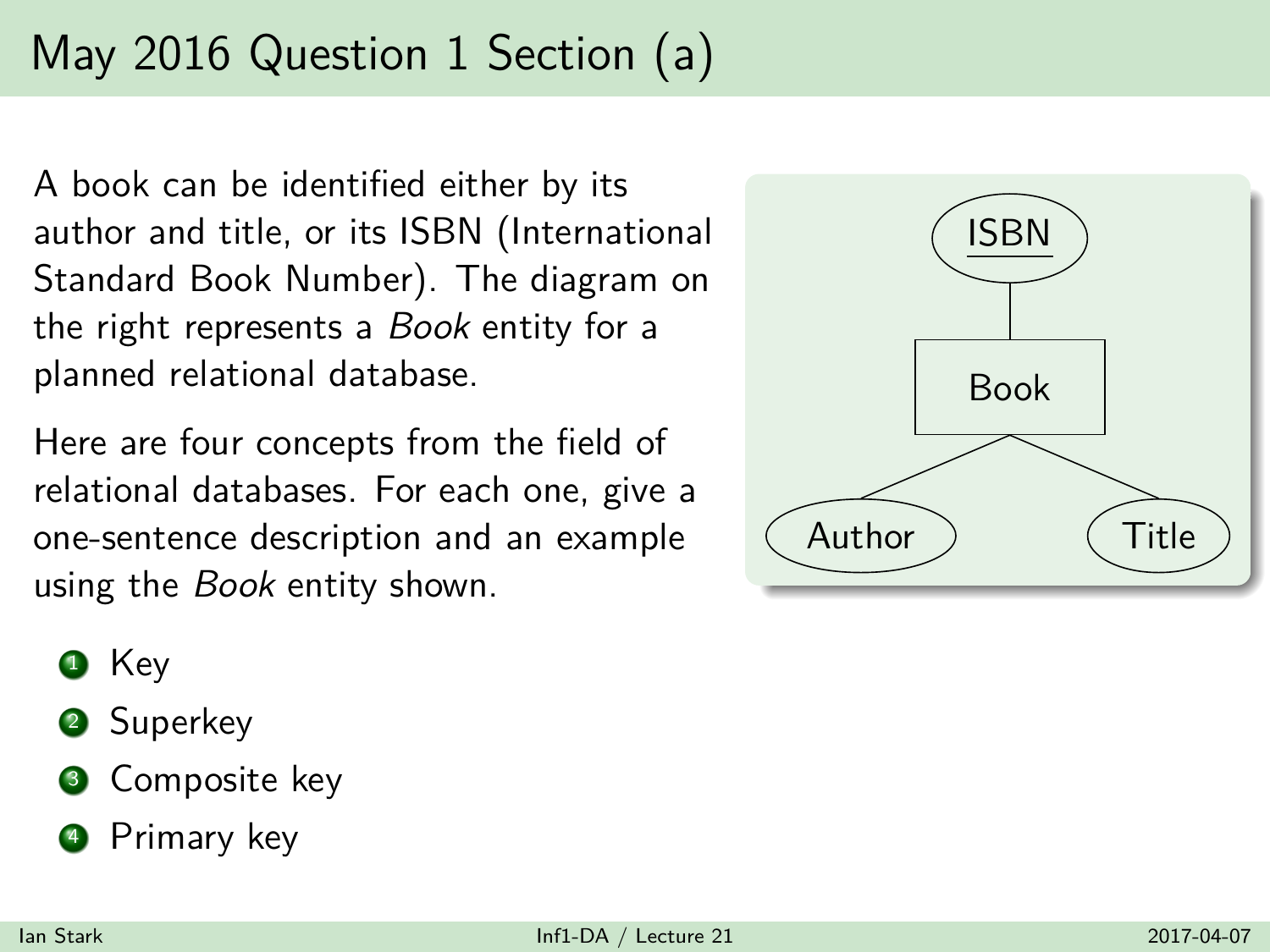# May 2016 Question 1 Section (a)

A book can be identified either by its author and title, or its ISBN (International Standard Book Number). The diagram on the right represents a *Book* entity for a planned relational database.

Here are four concepts from the field of relational databases. For each one, give a one-sentence description and an example using the *Book* entity shown.

1. Key
2. Superkey
3. Composite key
4. Primary key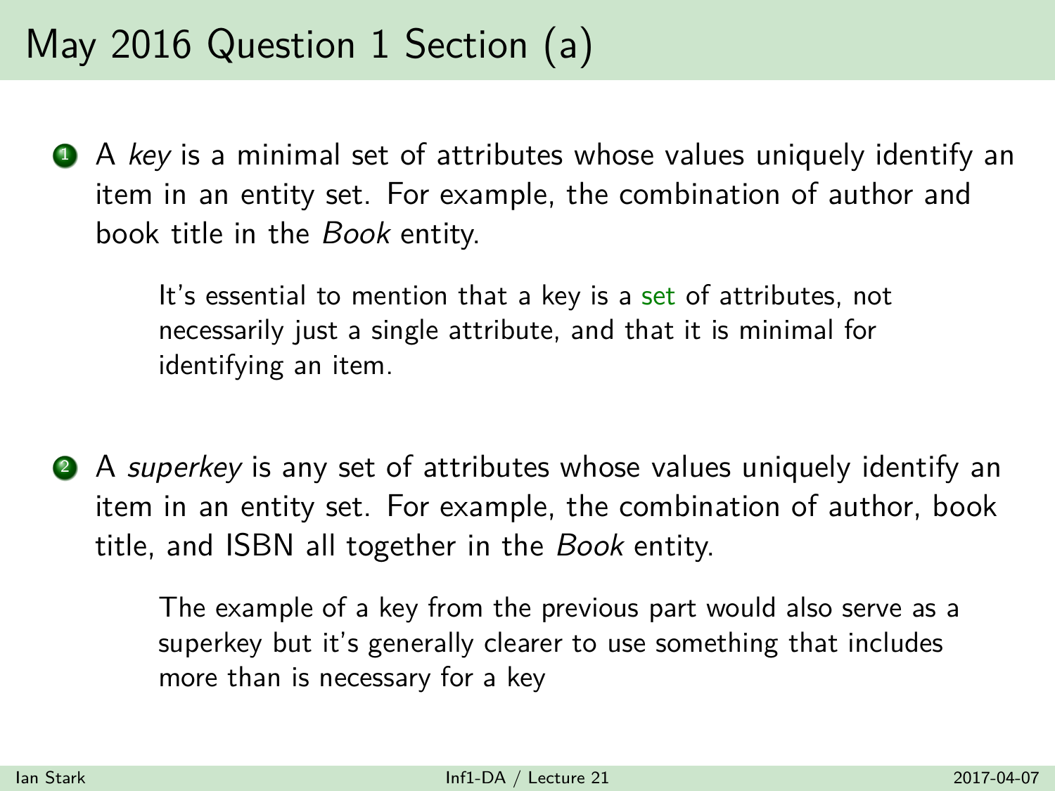# May 2016 Question 1 Section (a)

1. A *key* is a minimal set of attributes whose values uniquely identify an item in an entity set. For example, the combination of author and book title in the *Book* entity.

   It's essential to mention that a key is a set of attributes, not necessarily just a single attribute, and that it is minimal for identifying an item.

2. A *superkey* is any set of attributes whose values uniquely identify an item in an entity set. For example, the combination of author, book title, and ISBN all together in the *Book* entity.

   The example of a key from the previous part would also serve as a superkey but it's generally clearer to use something that includes more than is necessary for a key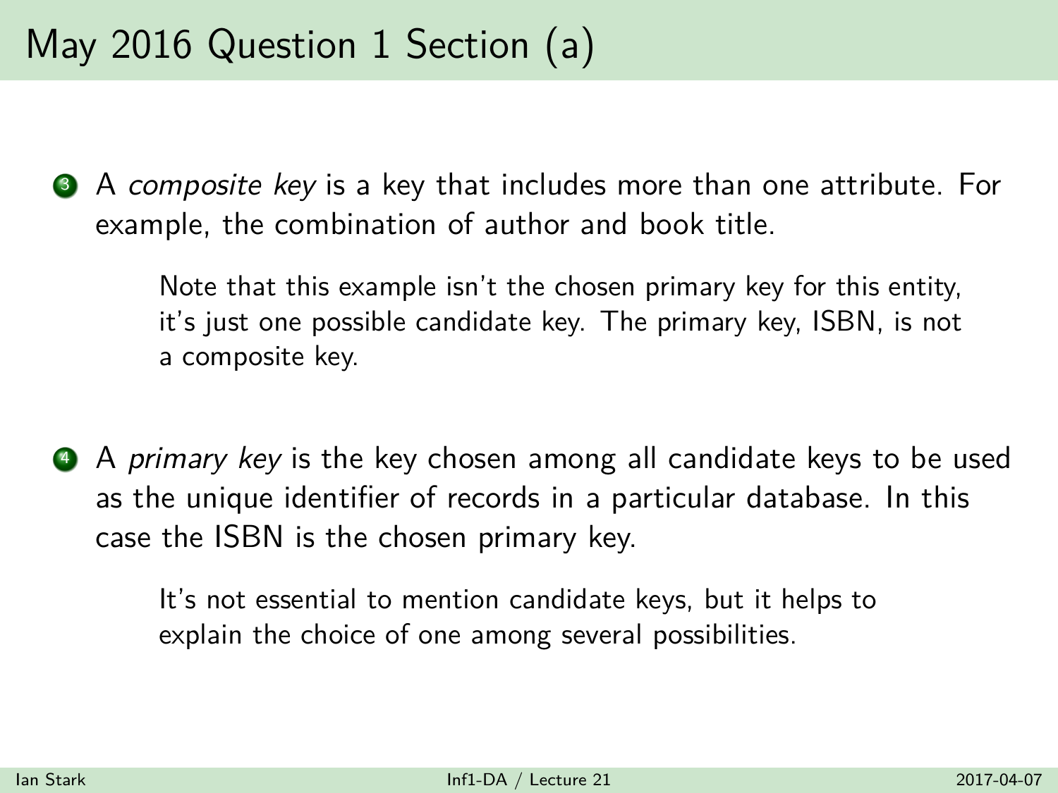# May 2016 Question 1 Section (a)

3. A *composite key* is a key that includes more than one attribute. For example, the combination of author and book title.

   Note that this example isn't the chosen primary key for this entity, it's just one possible candidate key. The primary key, ISBN, is not a composite key.

4. A *primary key* is the key chosen among all candidate keys to be used as the unique identifier of records in a particular database. In this case the ISBN is the chosen primary key.

   It's not essential to mention candidate keys, but it helps to explain the choice of one among several possibilities.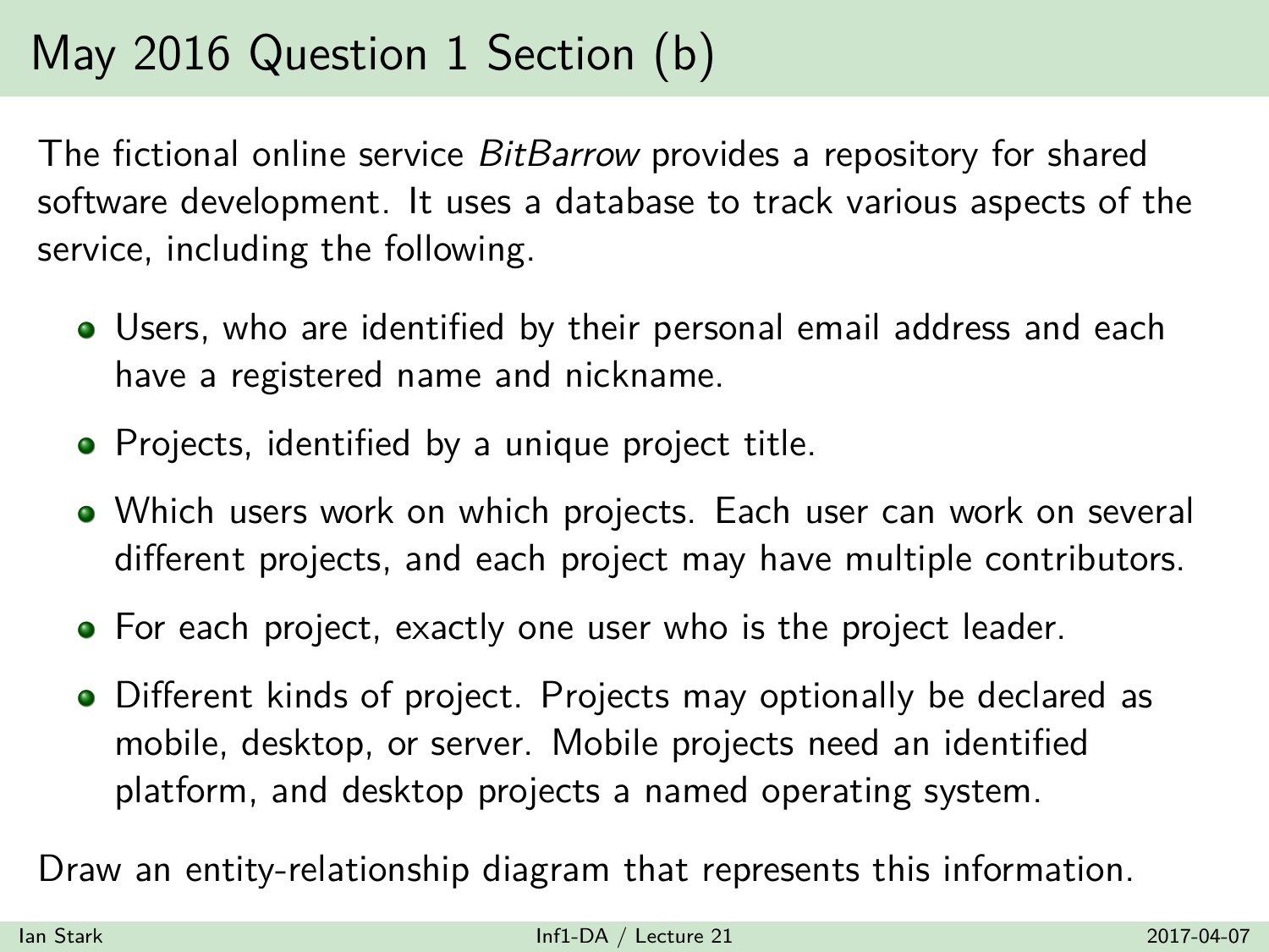# May 2016 Question 1 Section (b)

The fictional online service *BitBarrow* provides a repository for shared software development. It uses a database to track various aspects of the service, including the following.

- Users, who are identified by their personal email address and each have a registered name and nickname.
- Projects, identified by a unique project title.
- Which users work on which projects. Each user can work on several different projects, and each project may have multiple contributors.
- For each project, exactly one user who is the project leader.
- Different kinds of project. Projects may optionally be declared as mobile, desktop, or server. Mobile projects need an identified platform, and desktop projects a named operating system.

Draw an entity-relationship diagram that represents this information.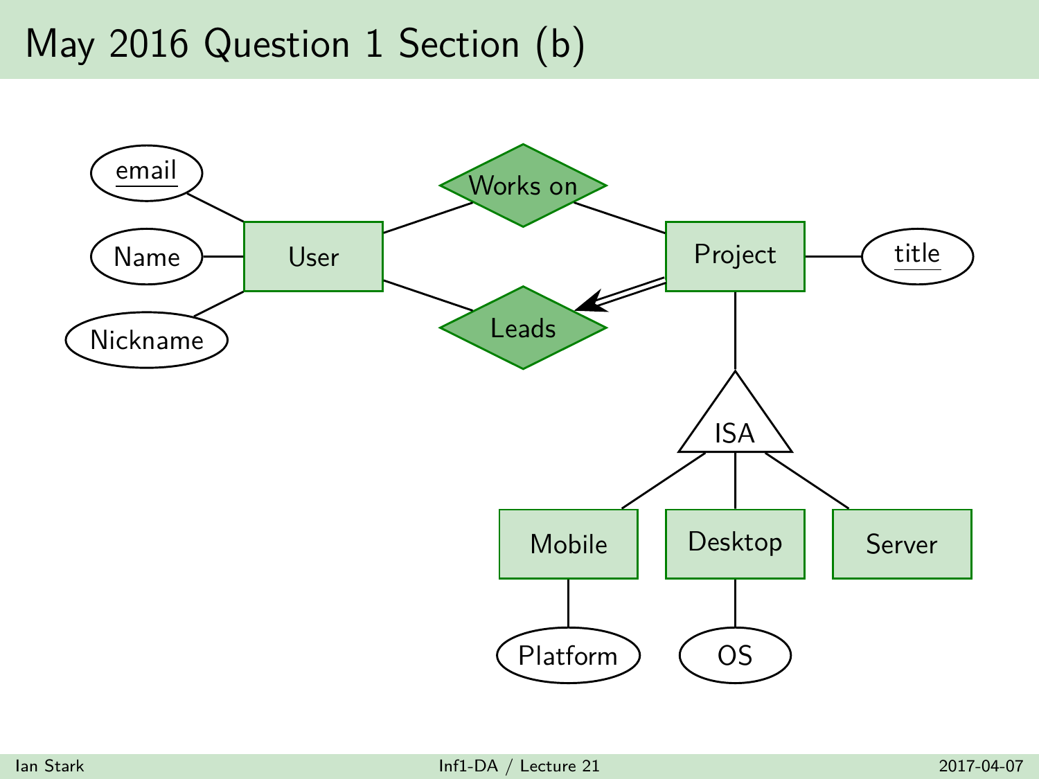# May 2016 Question 1 Section (b)

email

Name

Nickname

User

Works on

Leads

Project

title

ISA

Mobile

Desktop

Server

Platform

OS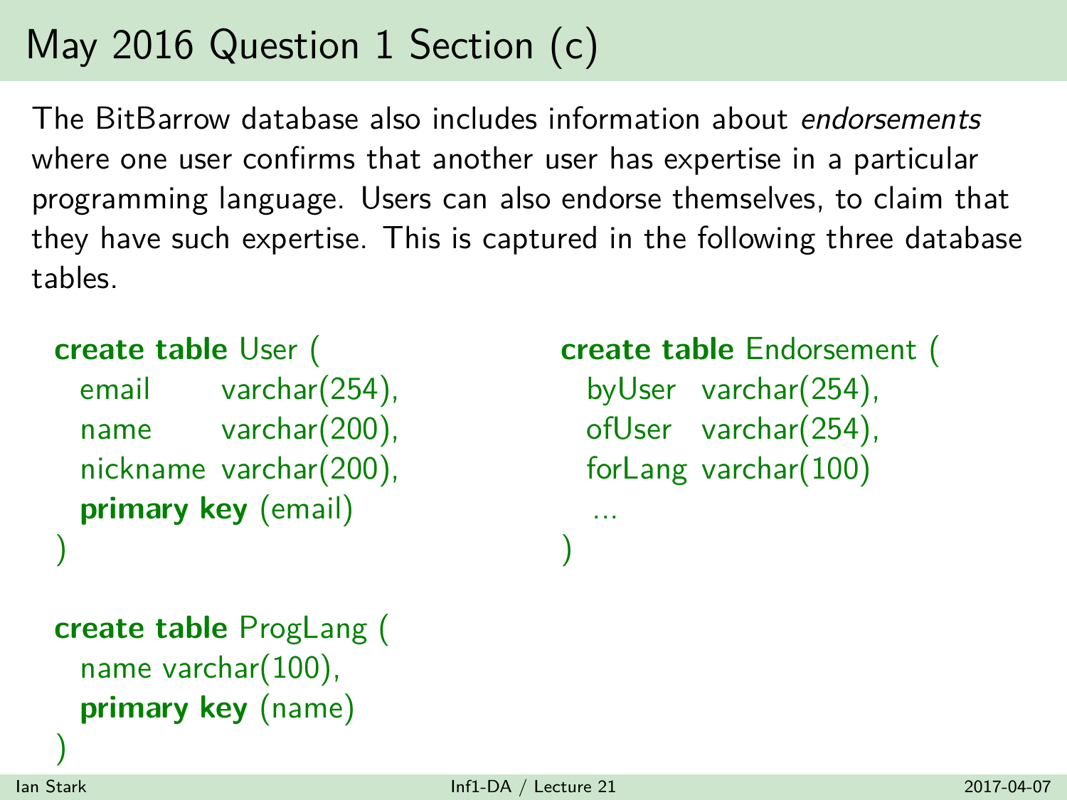# May 2016 Question 1 Section (c)

The BitBarrow database also includes information about *endorsements* where one user confirms that another user has expertise in a particular programming language. Users can also endorse themselves, to claim that they have such expertise. This is captured in the following three database tables.

```
create table User (
  email     varchar(254),
  name      varchar(200),
  nickname  varchar(200),
  primary key (email)
)

create table ProgLang (
  name varchar(100),
  primary key (name)
)

create table Endorsement (
  byUser   varchar(254),
  ofUser   varchar(254),
  forLang  varchar(100)
  ...
)
```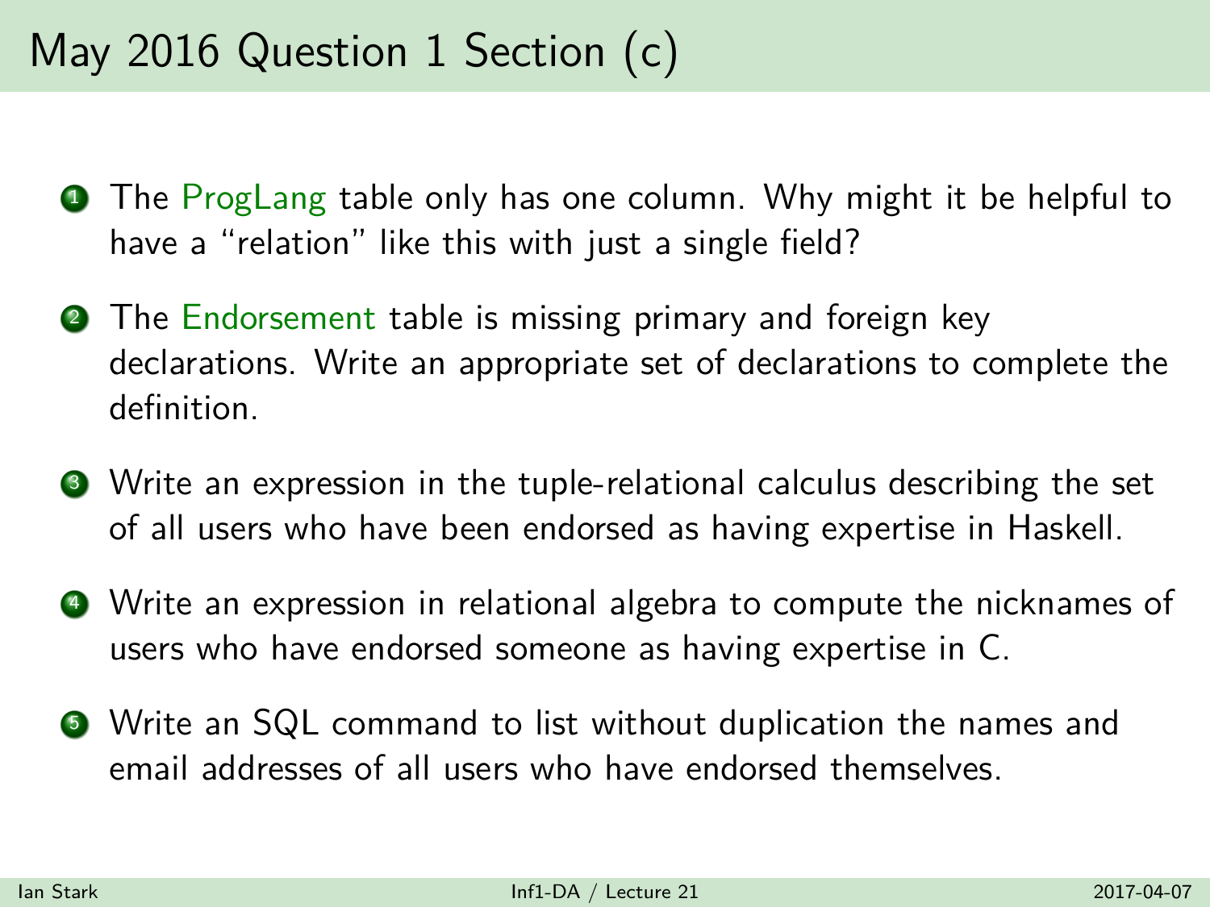# May 2016 Question 1 Section (c)

1. The ProgLang table only has one column. Why might it be helpful to have a "relation" like this with just a single field?

2. The Endorsement table is missing primary and foreign key declarations. Write an appropriate set of declarations to complete the definition.

3. Write an expression in the tuple-relational calculus describing the set of all users who have been endorsed as having expertise in Haskell.

4. Write an expression in relational algebra to compute the nicknames of users who have endorsed someone as having expertise in C.

5. Write an SQL command to list without duplication the names and email addresses of all users who have endorsed themselves.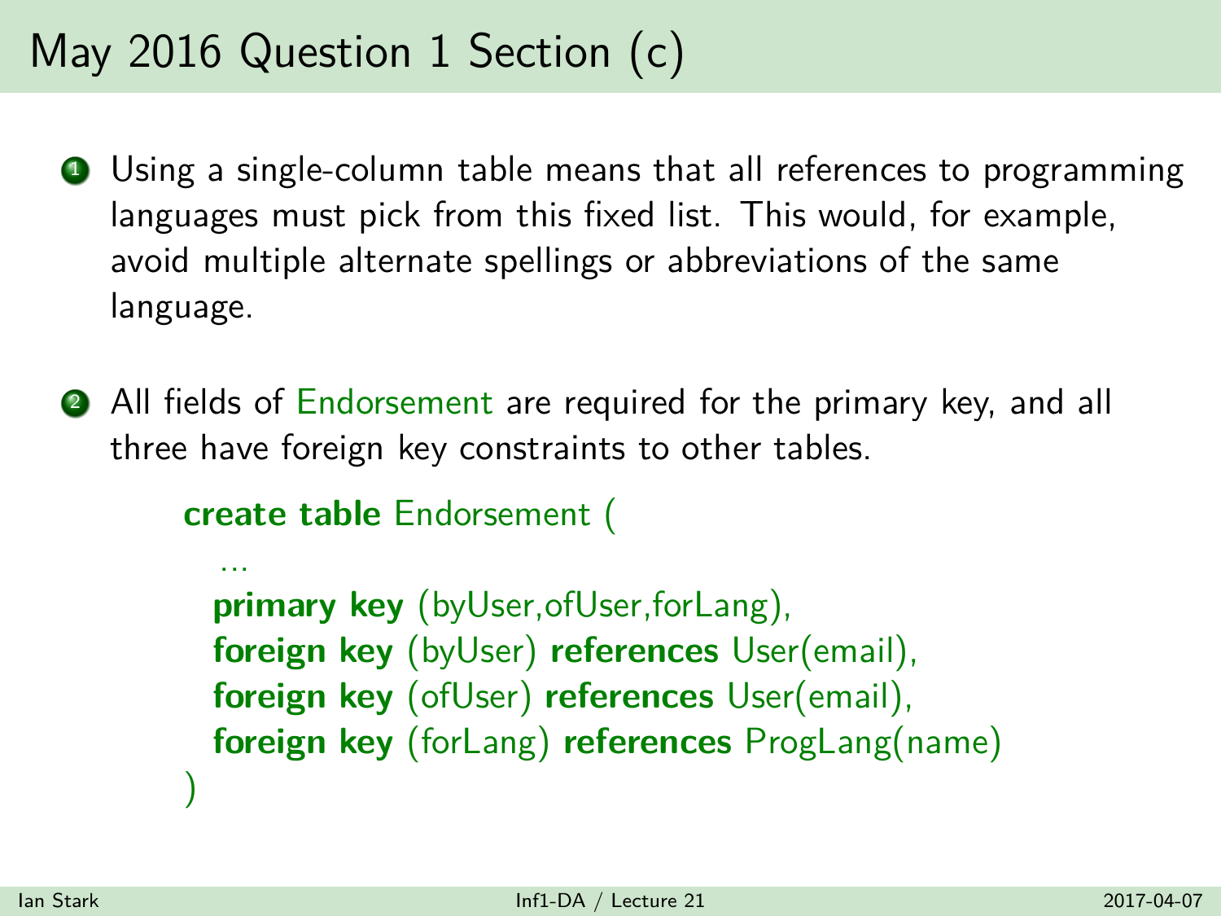# May 2016 Question 1 Section (c)

1. Using a single-column table means that all references to programming languages must pick from this fixed list. This would, for example, avoid multiple alternate spellings or abbreviations of the same language.

2. All fields of Endorsement are required for the primary key, and all three have foreign key constraints to other tables.

```
create table Endorsement (
  ...
  primary key (byUser,ofUser,forLang),
  foreign key (byUser) references User(email),
  foreign key (ofUser) references User(email),
  foreign key (forLang) references ProgLang(name)
)
```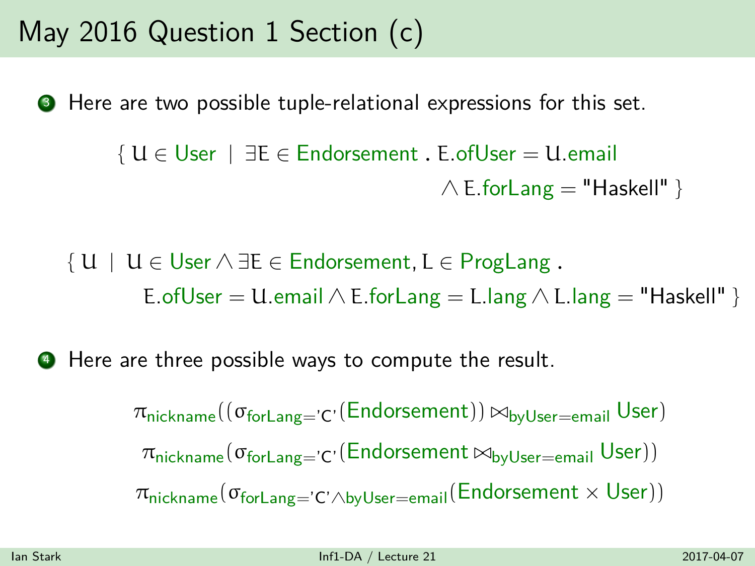# May 2016 Question 1 Section (c)

3. Here are two possible tuple-relational expressions for this set.

$$\{\, U \in \text{User} \mid \exists E \in \text{Endorsement} \,.\, E.\text{ofUser} = U.\text{email} \wedge E.\text{forLang} = \text{"Haskell"} \,\}$$

$$\{\, U \mid U \in \text{User} \wedge \exists E \in \text{Endorsement}, L \in \text{ProgLang} \,.\, E.\text{ofUser} = U.\text{email} \wedge E.\text{forLang} = L.\text{lang} \wedge L.\text{lang} = \text{"Haskell"} \,\}$$

4. Here are three possible ways to compute the result.

$$\pi_{\text{nickname}}((\sigma_{\text{forLang}='C'}(\text{Endorsement})) \bowtie_{\text{byUser}=\text{email}} \text{User})$$

$$\pi_{\text{nickname}}(\sigma_{\text{forLang}='C'}(\text{Endorsement} \bowtie_{\text{byUser}=\text{email}} \text{User}))$$

$$\pi_{\text{nickname}}(\sigma_{\text{forLang}='C' \wedge \text{byUser}=\text{email}}(\text{Endorsement} \times \text{User}))$$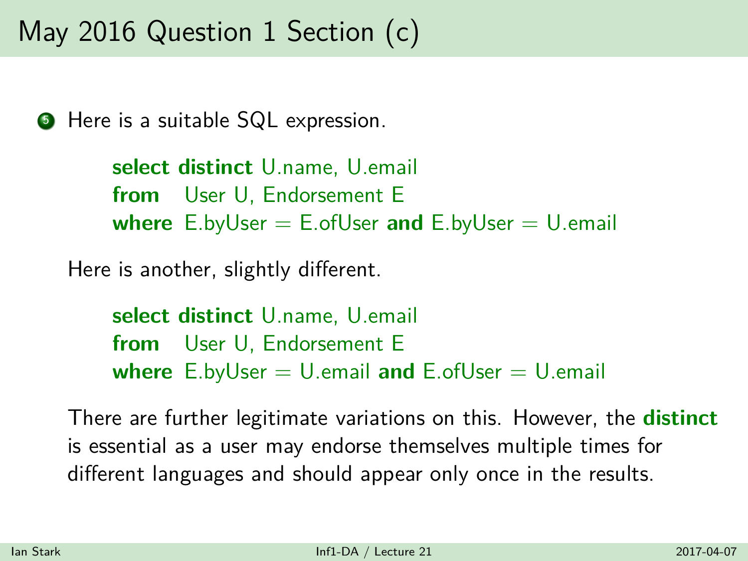# May 2016 Question 1 Section (c)

5. Here is a suitable SQL expression.

```
select distinct U.name, U.email
from   User U, Endorsement E
where  E.byUser = E.ofUser and E.byUser = U.email
```

Here is another, slightly different.

```
select distinct U.name, U.email
from   User U, Endorsement E
where  E.byUser = U.email and E.ofUser = U.email
```

There are further legitimate variations on this. However, the **distinct** is essential as a user may endorse themselves multiple times for different languages and should appear only once in the results.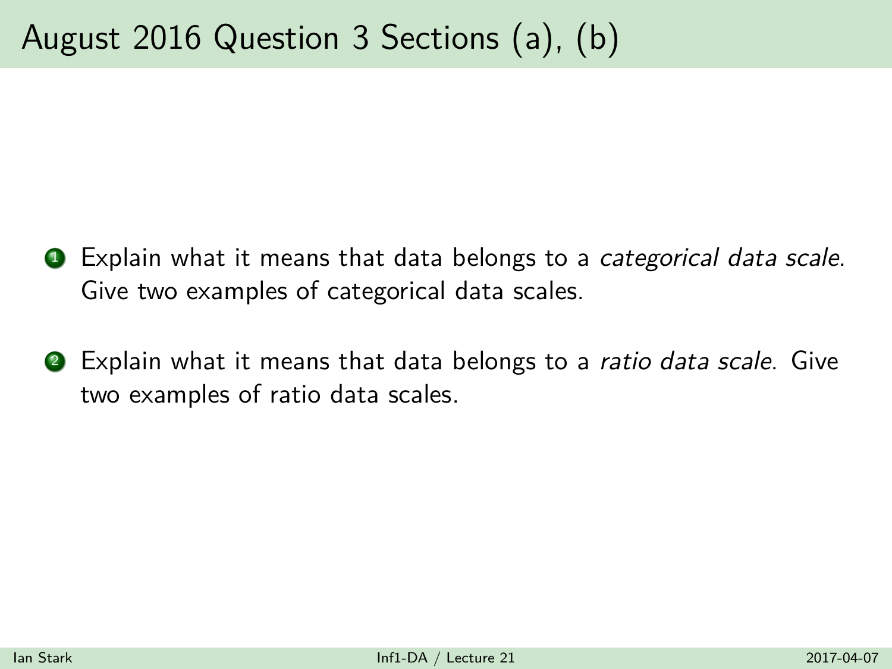# August 2016 Question 3 Sections (a), (b)

1. Explain what it means that data belongs to a *categorical data scale*. Give two examples of categorical data scales.

2. Explain what it means that data belongs to a *ratio data scale*. Give two examples of ratio data scales.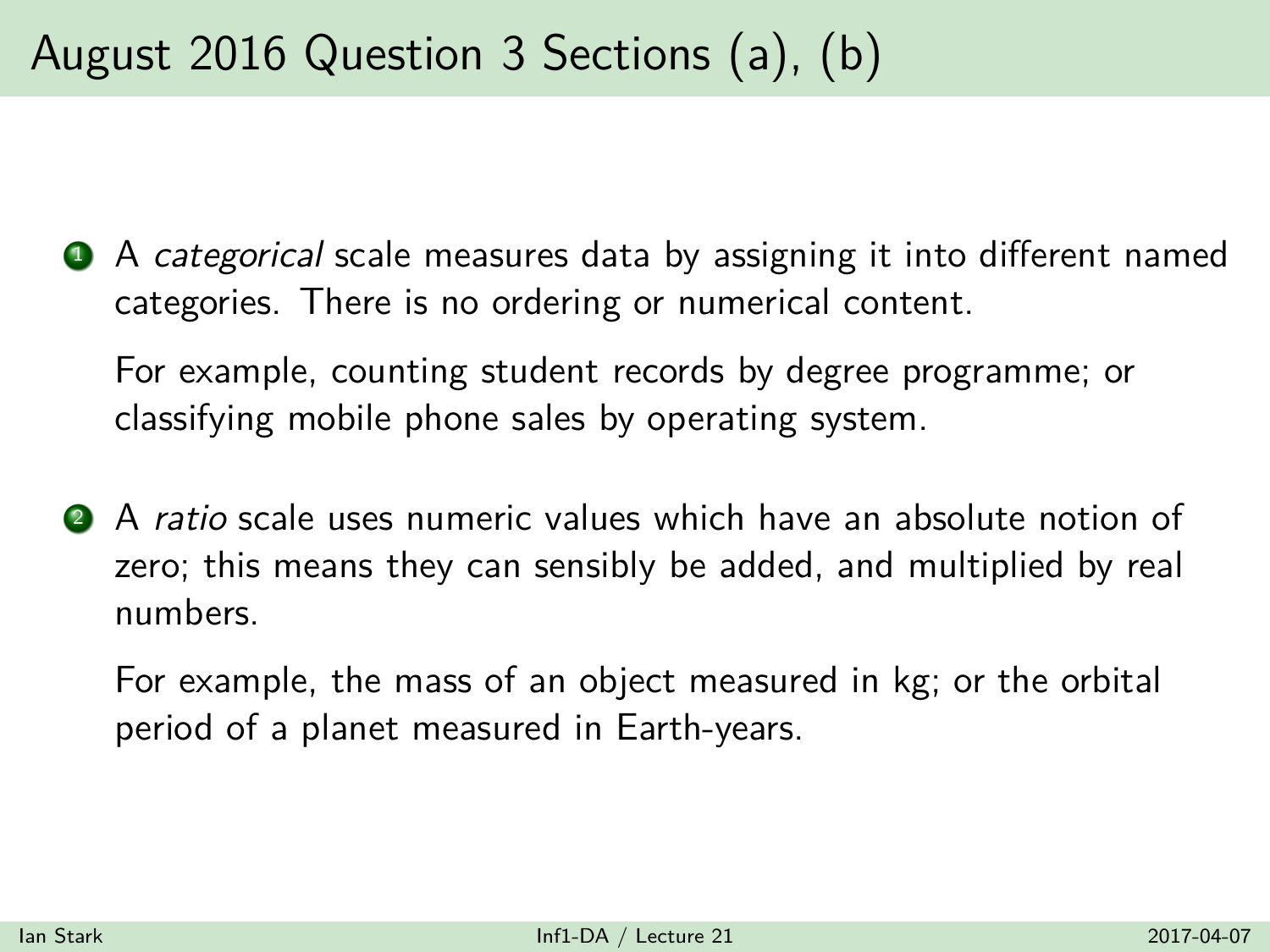# August 2016 Question 3 Sections (a), (b)

1. A *categorical* scale measures data by assigning it into different named categories. There is no ordering or numerical content.

   For example, counting student records by degree programme; or classifying mobile phone sales by operating system.

2. A *ratio* scale uses numeric values which have an absolute notion of zero; this means they can sensibly be added, and multiplied by real numbers.

   For example, the mass of an object measured in kg; or the orbital period of a planet measured in Earth-years.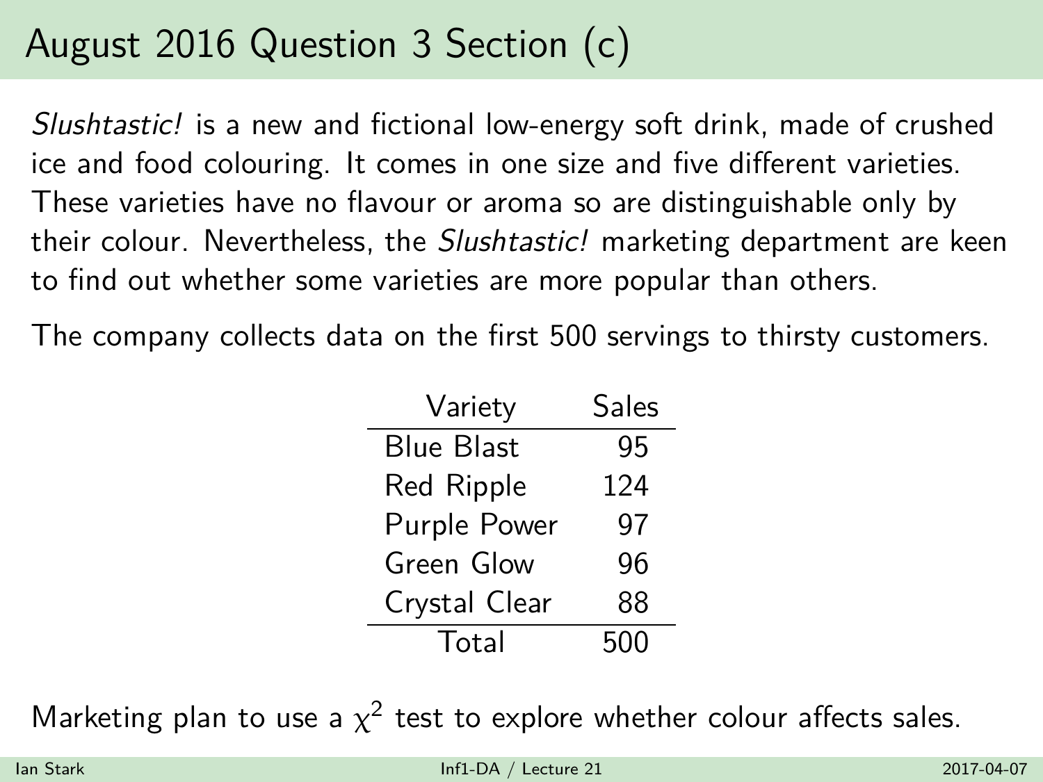# August 2016 Question 3 Section (c)

*Slushtastic!* is a new and fictional low-energy soft drink, made of crushed ice and food colouring. It comes in one size and five different varieties. These varieties have no flavour or aroma so are distinguishable only by their colour. Nevertheless, the *Slushtastic!* marketing department are keen to find out whether some varieties are more popular than others.

The company collects data on the first 500 servings to thirsty customers.

| Variety | Sales |
|---|---|
| Blue Blast | 95 |
| Red Ripple | 124 |
| Purple Power | 97 |
| Green Glow | 96 |
| Crystal Clear | 88 |
| Total | 500 |

Marketing plan to use a $\chi^2$ test to explore whether colour affects sales.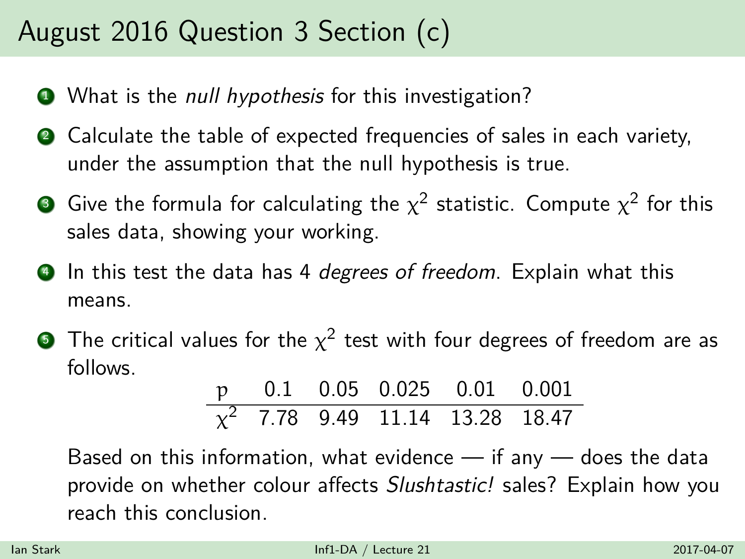# August 2016 Question 3 Section (c)

1. What is the *null hypothesis* for this investigation?
2. Calculate the table of expected frequencies of sales in each variety, under the assumption that the null hypothesis is true.
3. Give the formula for calculating the $\chi^2$ statistic. Compute $\chi^2$ for this sales data, showing your working.
4. In this test the data has 4 *degrees of freedom*. Explain what this means.
5. The critical values for the $\chi^2$ test with four degrees of freedom are as follows.

| $p$ | 0.1 | 0.05 | 0.025 | 0.01 | 0.001 |
|---|---|---|---|---|---|
| $\chi^2$ | 7.78 | 9.49 | 11.14 | 13.28 | 18.47 |

   Based on this information, what evidence — if any — does the data provide on whether colour affects *Slushtastic!* sales? Explain how you reach this conclusion.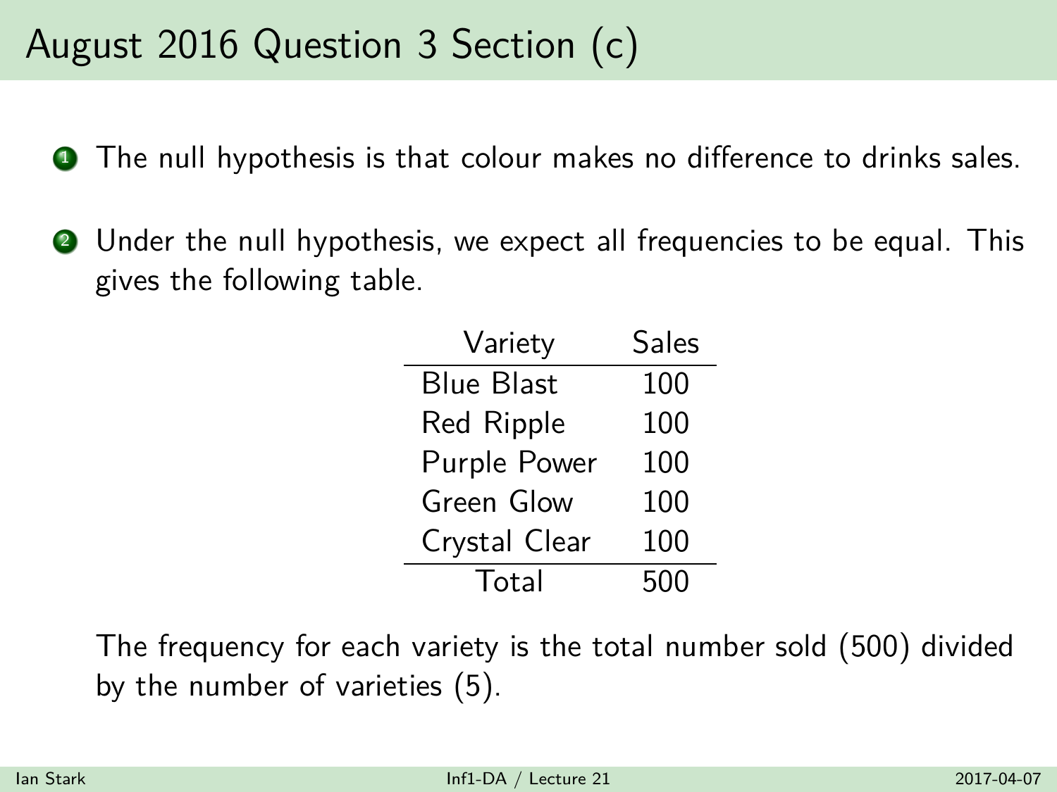# August 2016 Question 3 Section (c)

1. The null hypothesis is that colour makes no difference to drinks sales.

2. Under the null hypothesis, we expect all frequencies to be equal. This gives the following table.

| Variety | Sales |
|---|---|
| Blue Blast | 100 |
| Red Ripple | 100 |
| Purple Power | 100 |
| Green Glow | 100 |
| Crystal Clear | 100 |
| Total | 500 |

The frequency for each variety is the total number sold (500) divided by the number of varieties (5).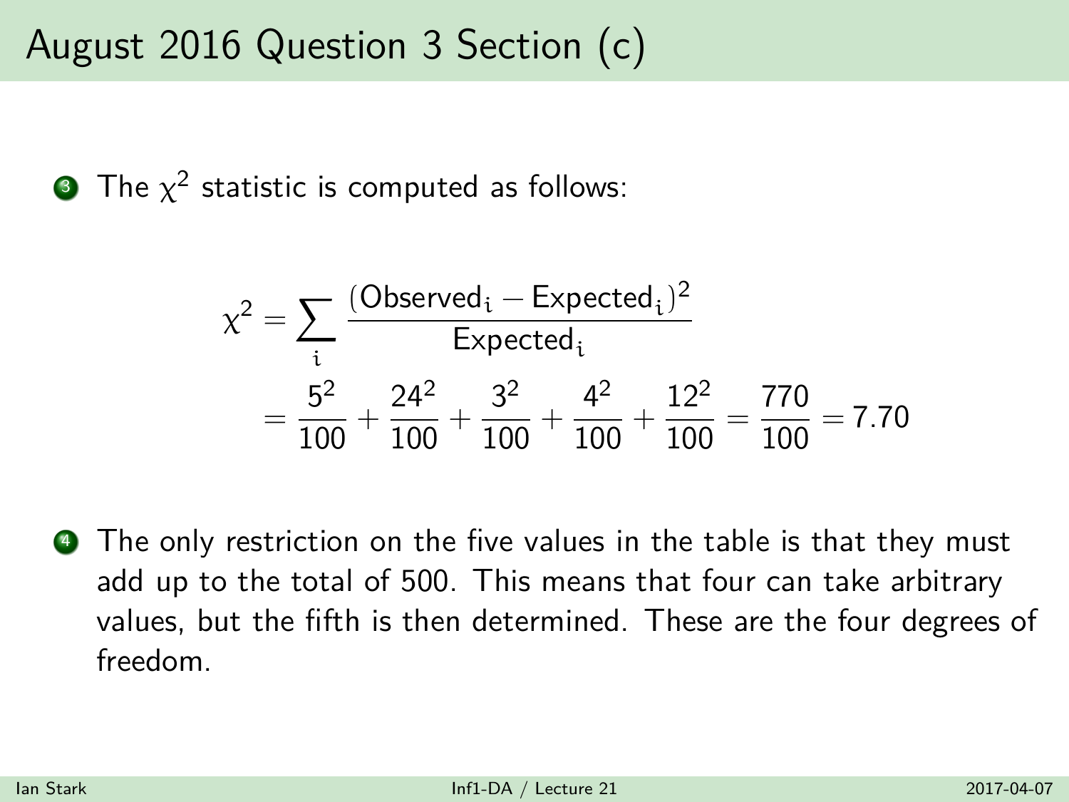# August 2016 Question 3 Section (c)

3. The $\chi^2$ statistic is computed as follows:

$$
\begin{aligned}
\chi^2 &= \sum_i \frac{(\text{Observed}_i - \text{Expected}_i)^2}{\text{Expected}_i} \\
&= \frac{5^2}{100} + \frac{24^2}{100} + \frac{3^2}{100} + \frac{4^2}{100} + \frac{12^2}{100} = \frac{770}{100} = 7.70
\end{aligned}
$$

4. The only restriction on the five values in the table is that they must add up to the total of 500. This means that four can take arbitrary values, but the fifth is then determined. These are the four degrees of freedom.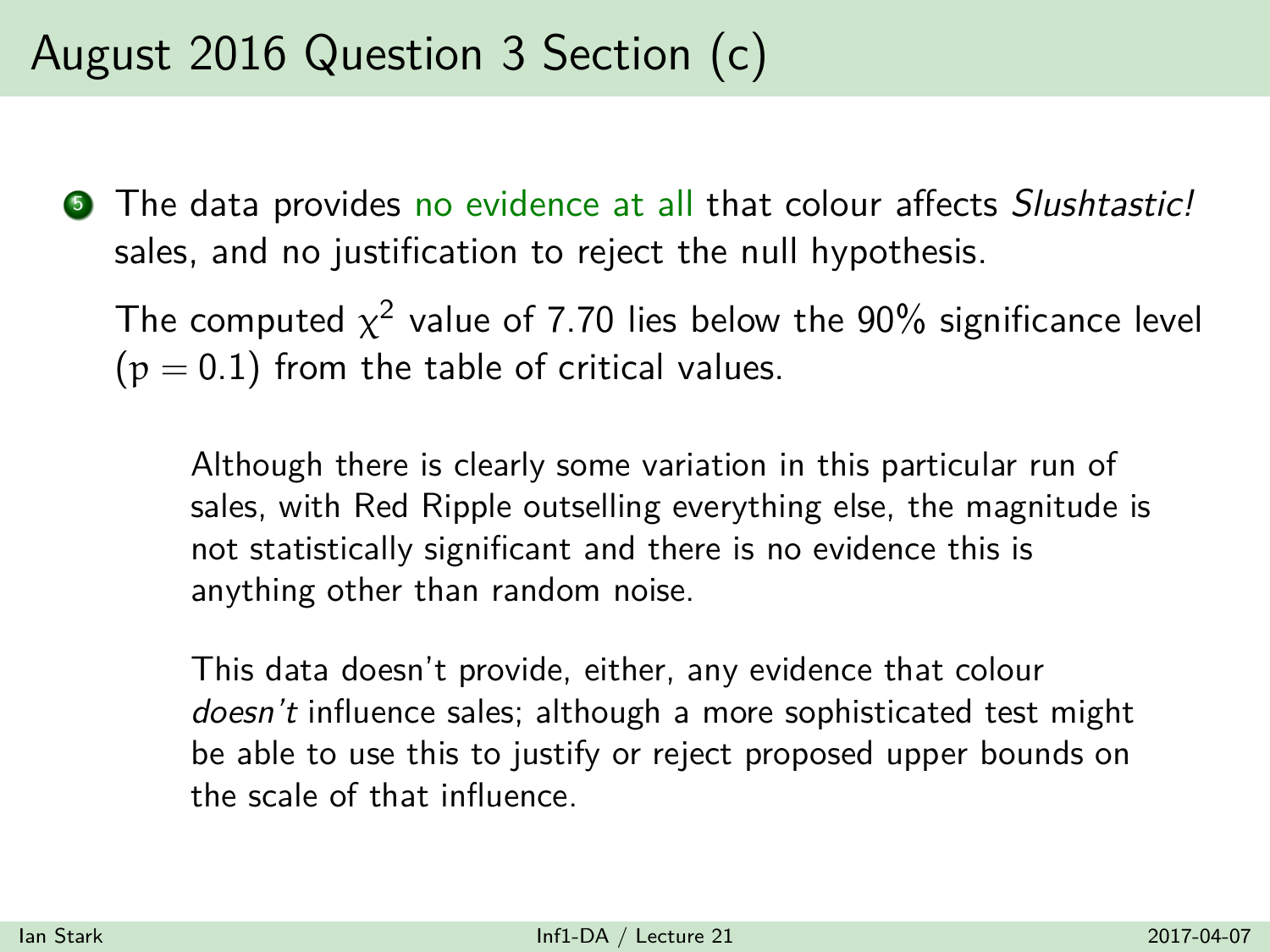# August 2016 Question 3 Section (c)

5. The data provides no evidence at all that colour affects *Slushtastic!* sales, and no justification to reject the null hypothesis.

   The computed $\chi^2$ value of 7.70 lies below the 90% significance level ($p = 0.1$) from the table of critical values.

   > Although there is clearly some variation in this particular run of sales, with Red Ripple outselling everything else, the magnitude is not statistically significant and there is no evidence this is anything other than random noise.
   >
   > This data doesn't provide, either, any evidence that colour *doesn't* influence sales; although a more sophisticated test might be able to use this to justify or reject proposed upper bounds on the scale of that influence.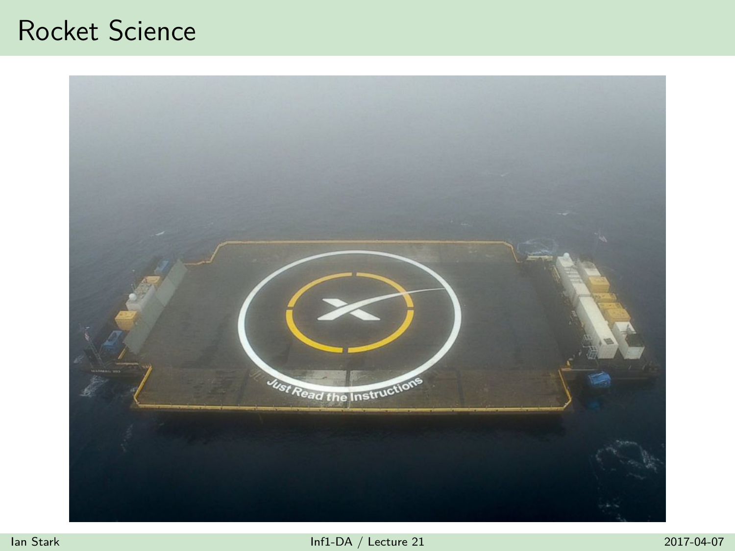# Rocket Science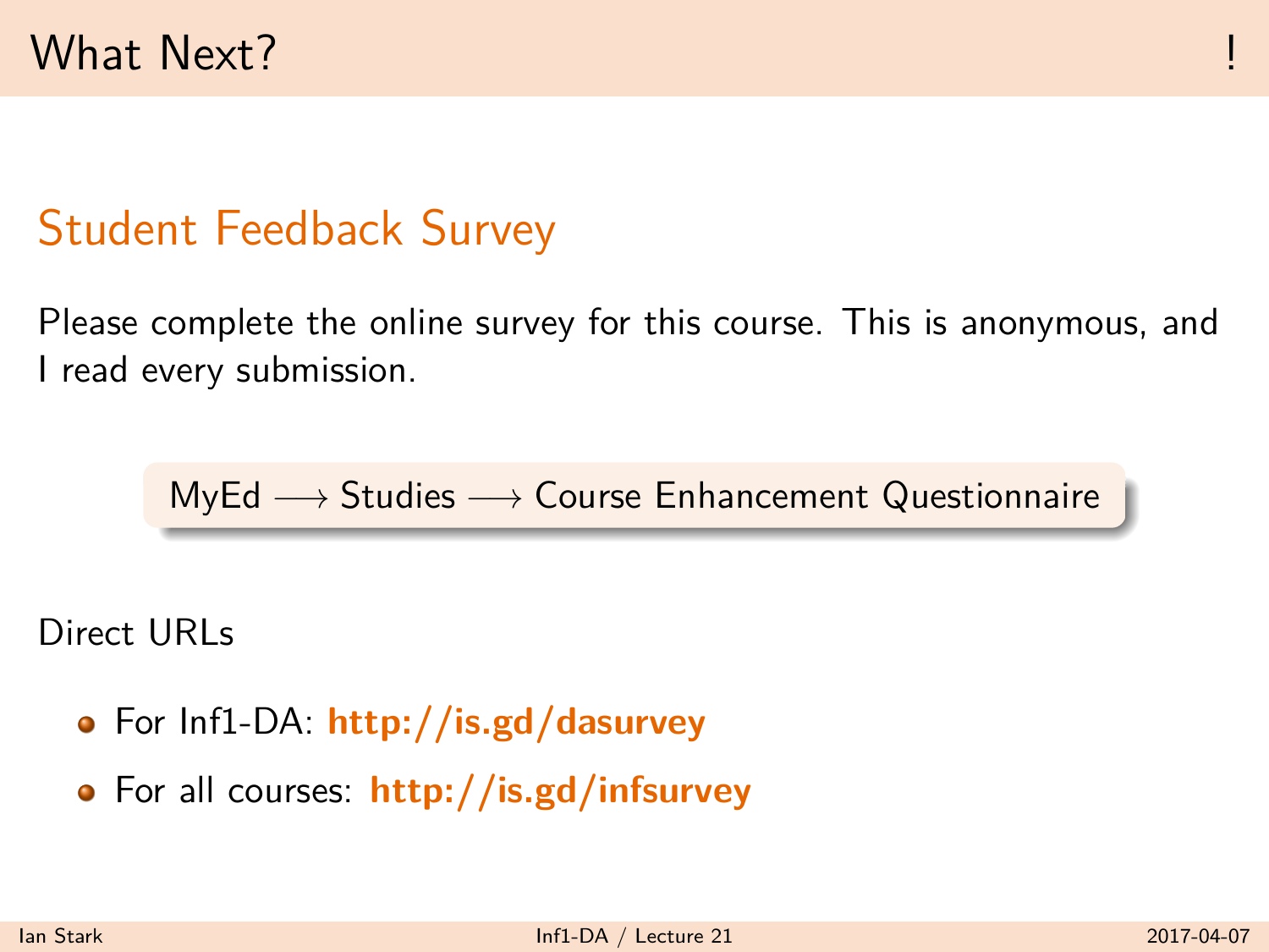# What Next? !

## Student Feedback Survey

Please complete the online survey for this course. This is anonymous, and I read every submission.

MyEd ⟶ Studies ⟶ Course Enhancement Questionnaire

Direct URLs

- For Inf1-DA: **http://is.gd/dasurvey**
- For all courses: **http://is.gd/infsurvey**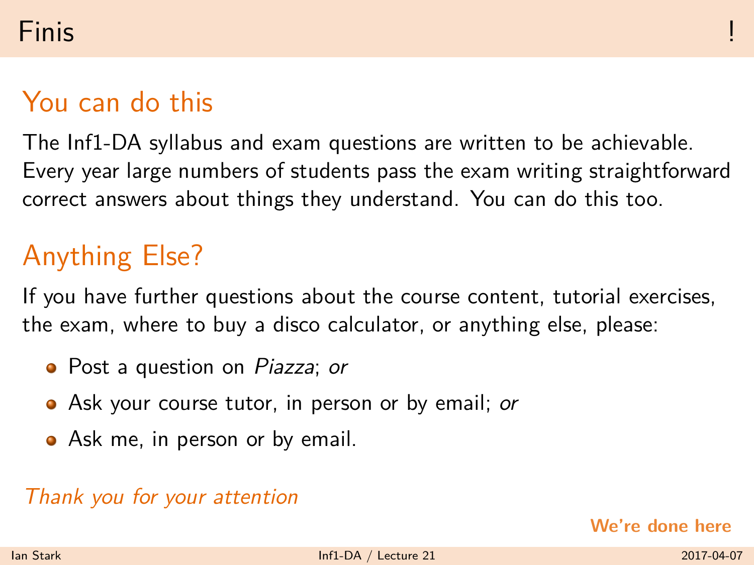# Finis !

## You can do this

The Inf1-DA syllabus and exam questions are written to be achievable. Every year large numbers of students pass the exam writing straightforward correct answers about things they understand. You can do this too.

## Anything Else?

If you have further questions about the course content, tutorial exercises, the exam, where to buy a disco calculator, or anything else, please:

- Post a question on *Piazza*; *or*
- Ask your course tutor, in person or by email; *or*
- Ask me, in person or by email.

*Thank you for your attention*

**We're done here**